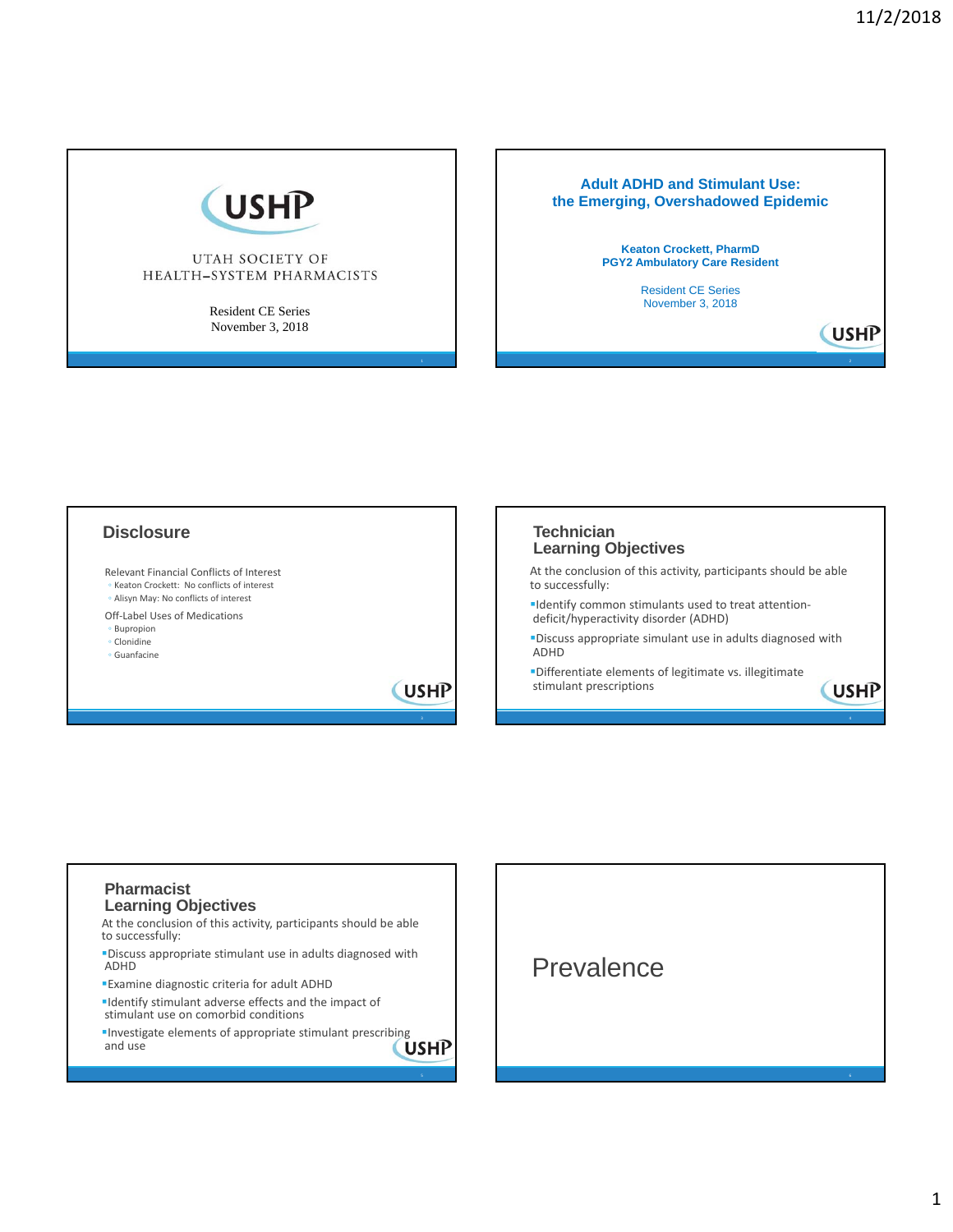UTAH SOCIETY OF HEALTH–SYSTEM PHARMACISTS

Resident CE Series
November 3, 2018

# Adult ADHD and Stimulant Use: the Emerging, Overshadowed Epidemic

**Keaton Crockett, PharmD**
**PGY2 Ambulatory Care Resident**

Resident CE Series
November 3, 2018

## Disclosure

Relevant Financial Conflicts of Interest
- Keaton Crockett: No conflicts of interest
- Alisyn May: No conflicts of interest

Off-Label Uses of Medications
- Bupropion
- Clonidine
- Guanfacine

## Technician Learning Objectives

At the conclusion of this activity, participants should be able to successfully:

- Identify common stimulants used to treat attention-deficit/hyperactivity disorder (ADHD)
- Discuss appropriate simulant use in adults diagnosed with ADHD
- Differentiate elements of legitimate vs. illegitimate stimulant prescriptions

## Pharmacist Learning Objectives

At the conclusion of this activity, participants should be able to successfully:

- Discuss appropriate stimulant use in adults diagnosed with ADHD
- Examine diagnostic criteria for adult ADHD
- Identify stimulant adverse effects and the impact of stimulant use on comorbid conditions
- Investigate elements of appropriate stimulant prescribing and use

## Prevalence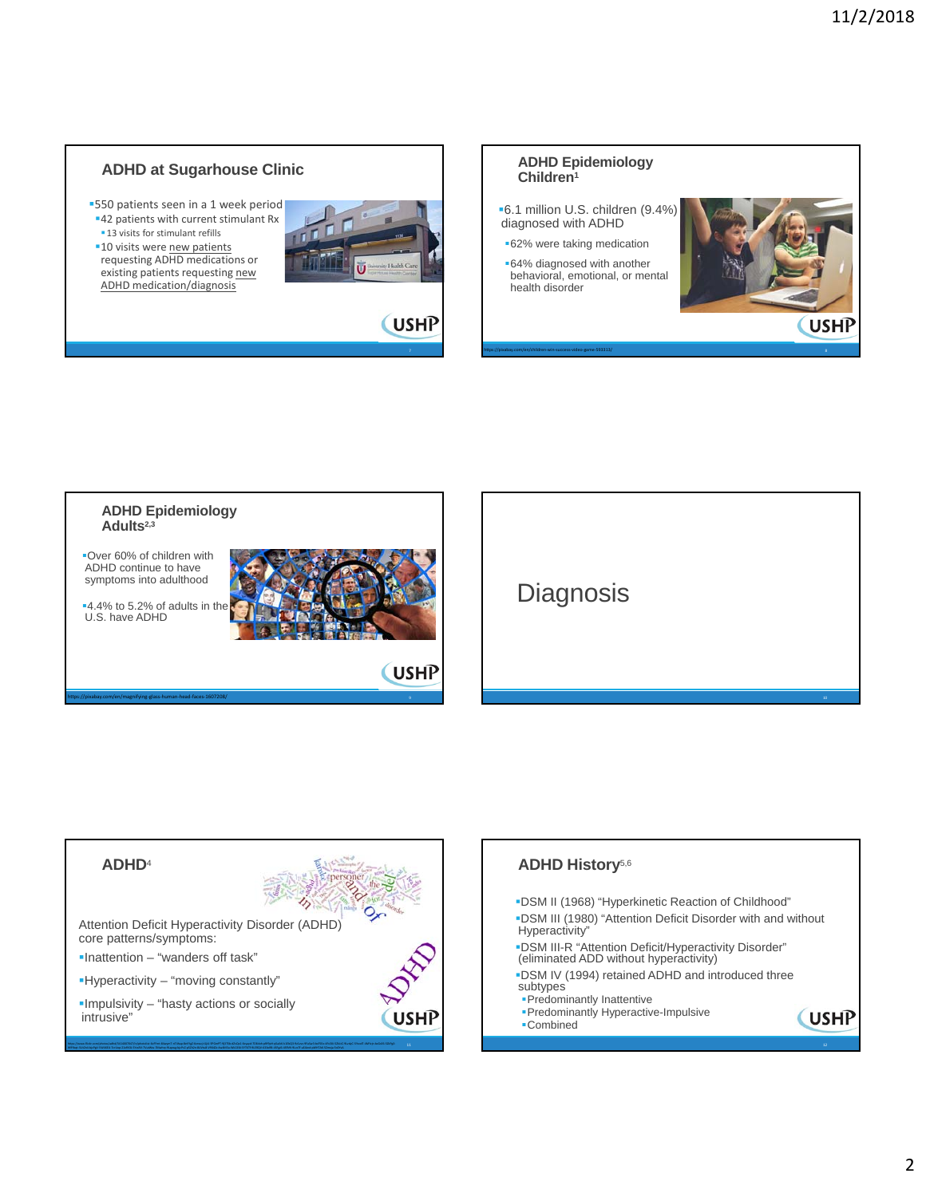## ADHD at Sugarhouse Clinic

- 550 patients seen in a 1 week period
  - 42 patients with current stimulant Rx
    - 13 visits for stimulant refills
  - 10 visits were new patients requesting ADHD medications or existing patients requesting new ADHD medication/diagnosis

## ADHD Epidemiology Children[1]

- 6.1 million U.S. children (9.4%) diagnosed with ADHD
  - 62% were taking medication
  - 64% diagnosed with another behavioral, emotional, or mental health disorder

https://pixabay.com/en/children-win-success-video-game-593313/

## ADHD Epidemiology Adults[2,3]

- Over 60% of children with ADHD continue to have symptoms into adulthood
- 4.4% to 5.2% of adults in the U.S. have ADHD

https://pixabay.com/en/magnifying-glass-human-head-faces-1607208/

# Diagnosis

## ADHD[4]

Attention Deficit Hyperactivity Disorder (ADHD) core patterns/symptoms:

- Inattention – "wanders off task"
- Hyperactivity – "moving constantly"
- Impulsivity – "hasty actions or socially intrusive"

## ADHD History[5,6]

- DSM II (1968) "Hyperkinetic Reaction of Childhood"
- DSM III (1980) "Attention Deficit Disorder with and without Hyperactivity"
- DSM III-R "Attention Deficit/Hyperactivity Disorder" (eliminated ADD without hyperactivity)
- DSM IV (1994) retained ADHD and introduced three subtypes
  - Predominantly Inattentive
  - Predominantly Hyperactive-Impulsive
  - Combined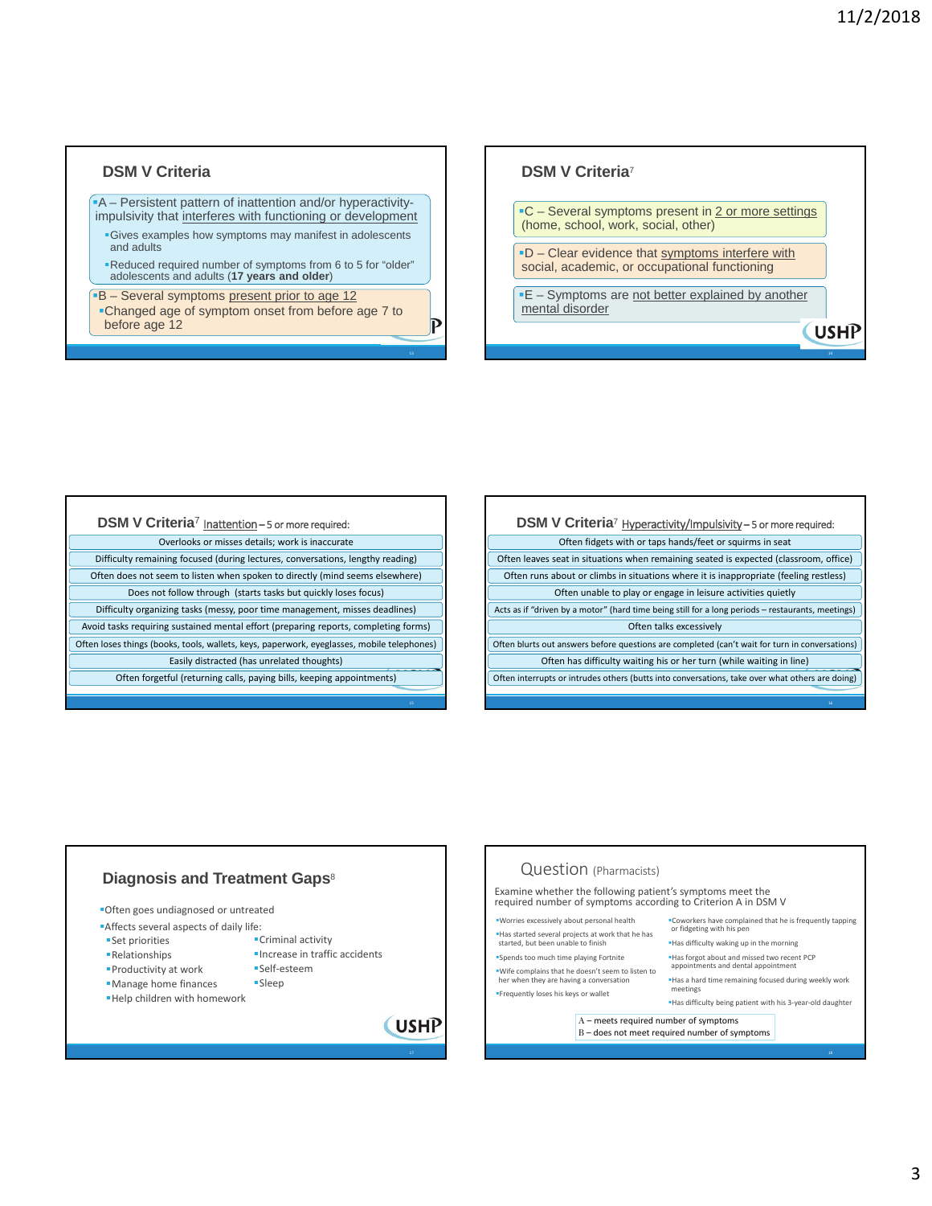## DSM V Criteria

- A – Persistent pattern of inattention and/or hyperactivity-impulsivity that interferes with functioning or development
  - Gives examples how symptoms may manifest in adolescents and adults
  - Reduced required number of symptoms from 6 to 5 for "older" adolescents and adults (**17 years and older**)
- B – Several symptoms present prior to age 12
  - Changed age of symptom onset from before age 7 to before age 12

## DSM V Criteria[7]

- C – Several symptoms present in 2 or more settings (home, school, work, social, other)
- D – Clear evidence that symptoms interfere with social, academic, or occupational functioning
- E – Symptoms are not better explained by another mental disorder

## DSM V Criteria[7] Inattention – 5 or more required:

- Overlooks or misses details; work is inaccurate
- Difficulty remaining focused (during lectures, conversations, lengthy reading)
- Often does not seem to listen when spoken to directly (mind seems elsewhere)
- Does not follow through (starts tasks but quickly loses focus)
- Difficulty organizing tasks (messy, poor time management, misses deadlines)
- Avoid tasks requiring sustained mental effort (preparing reports, completing forms)
- Often loses things (books, tools, wallets, keys, paperwork, eyeglasses, mobile telephones)
- Easily distracted (has unrelated thoughts)
- Often forgetful (returning calls, paying bills, keeping appointments)

## DSM V Criteria[7] Hyperactivity/Impulsivity – 5 or more required:

- Often fidgets with or taps hands/feet or squirms in seat
- Often leaves seat in situations when remaining seated is expected (classroom, office)
- Often runs about or climbs in situations where it is inappropriate (feeling restless)
- Often unable to play or engage in leisure activities quietly
- Acts as if "driven by a motor" (hard time being still for a long periods – restaurants, meetings)
- Often talks excessively
- Often blurts out answers before questions are completed (can't wait for turn in conversations)
- Often has difficulty waiting his or her turn (while waiting in line)
- Often interrupts or intrudes others (butts into conversations, take over what others are doing)

## Diagnosis and Treatment Gaps[8]

- Often goes undiagnosed or untreated
- Affects several aspects of daily life:
  - Set priorities
  - Relationships
  - Productivity at work
  - Manage home finances
  - Help children with homework
  - Criminal activity
  - Increase in traffic accidents
  - Self-esteem
  - Sleep

## Question (Pharmacists)

Examine whether the following patient's symptoms meet the required number of symptoms according to Criterion A in DSM V

- Worries excessively about personal health
- Has started several projects at work that he has started, but been unable to finish
- Spends too much time playing Fortnite
- Wife complains that he doesn't seem to listen to her when they are having a conversation
- Frequently loses his keys or wallet
- Coworkers have complained that he is frequently tapping or fidgeting with his pen
- Has difficulty waking up in the morning
- Has forgot about and missed two recent PCP appointments and dental appointment
- Has a hard time remaining focused during weekly work meetings
- Has difficulty being patient with his 3-year-old daughter

A – meets required number of symptoms
B – does not meet required number of symptoms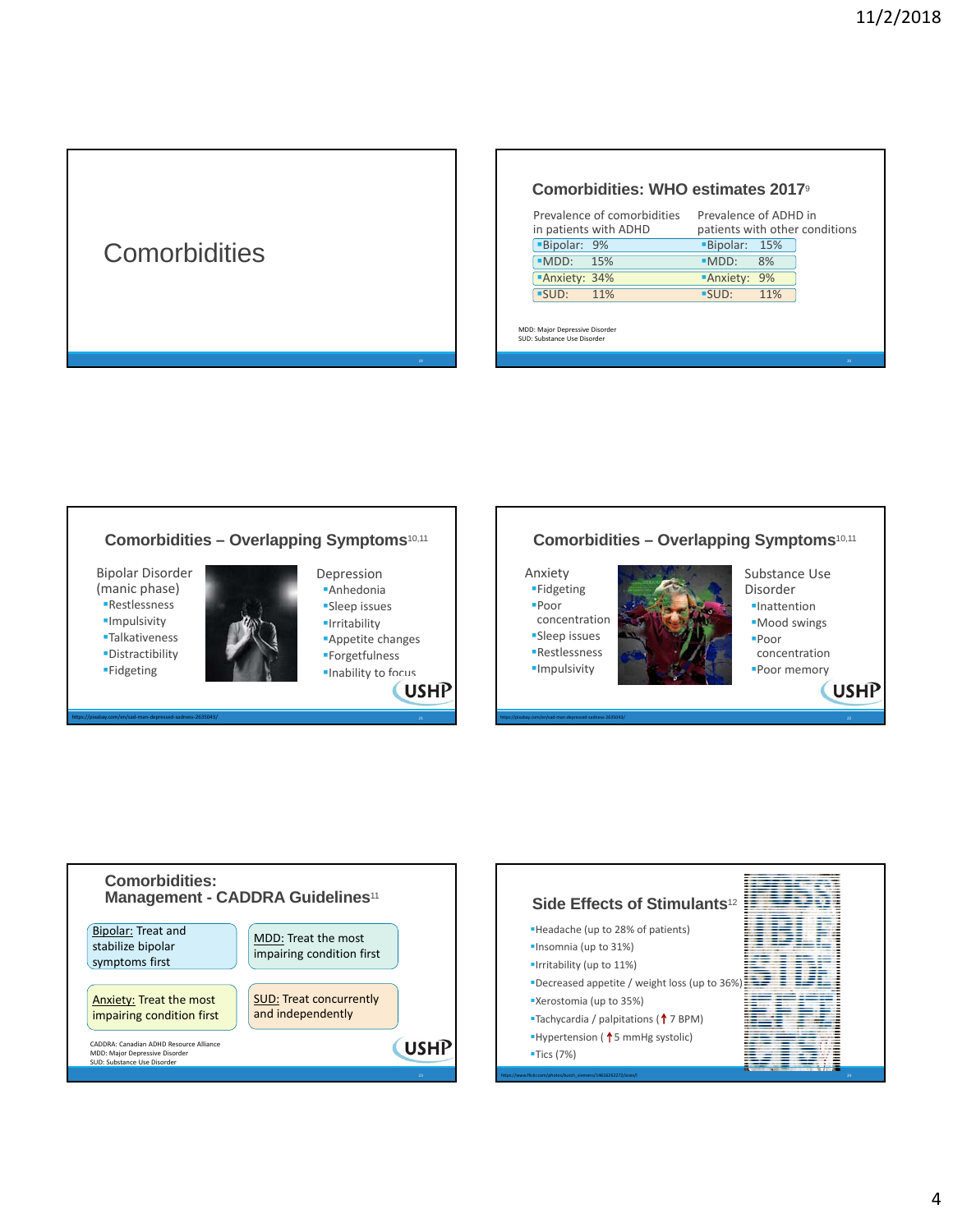# Comorbidities

## Comorbidities: WHO estimates 2017[9]

| Prevalence of comorbidities in patients with ADHD | Prevalence of ADHD in patients with other conditions |
|---|---|
| Bipolar: 9% | Bipolar: 15% |
| MDD: 15% | MDD: 8% |
| Anxiety: 34% | Anxiety: 9% |
| SUD: 11% | SUD: 11% |

MDD: Major Depressive Disorder
SUD: Substance Use Disorder

## Comorbidities – Overlapping Symptoms[10,11]

Bipolar Disorder (manic phase)
- Restlessness
- Impulsivity
- Talkativeness
- Distractibility
- Fidgeting

Depression
- Anhedonia
- Sleep issues
- Irritability
- Appetite changes
- Forgetfulness
- Inability to focus

https://pixabay.com/en/sad-man-depressed-sadness-2635043/

## Comorbidities – Overlapping Symptoms[10,11]

Anxiety
- Fidgeting
- Poor concentration
- Sleep issues
- Restlessness
- Impulsivity

Substance Use Disorder
- Inattention
- Mood swings
- Poor concentration
- Poor memory

https://pixabay.com/en/sad-man-depressed-sadness-2635043/

## Comorbidities: Management - CADDRA Guidelines[11]

- Bipolar: Treat and stabilize bipolar symptoms first
- MDD: Treat the most impairing condition first
- Anxiety: Treat the most impairing condition first
- SUD: Treat concurrently and independently

CADDRA: Canadian ADHD Resource Alliance
MDD: Major Depressive Disorder
SUD: Substance Use Disorder

## Side Effects of Stimulants[12]

- Headache (up to 28% of patients)
- Insomnia (up to 31%)
- Irritability (up to 11%)
- Decreased appetite / weight loss (up to 36%)
- Xerostomia (up to 35%)
- Tachycardia / palpitations (↑ 7 BPM)
- Hypertension (↑5 mmHg systolic)
- Tics (7%)

https://www.flickr.com/photos/butch_osborn/14616262272/sizes/l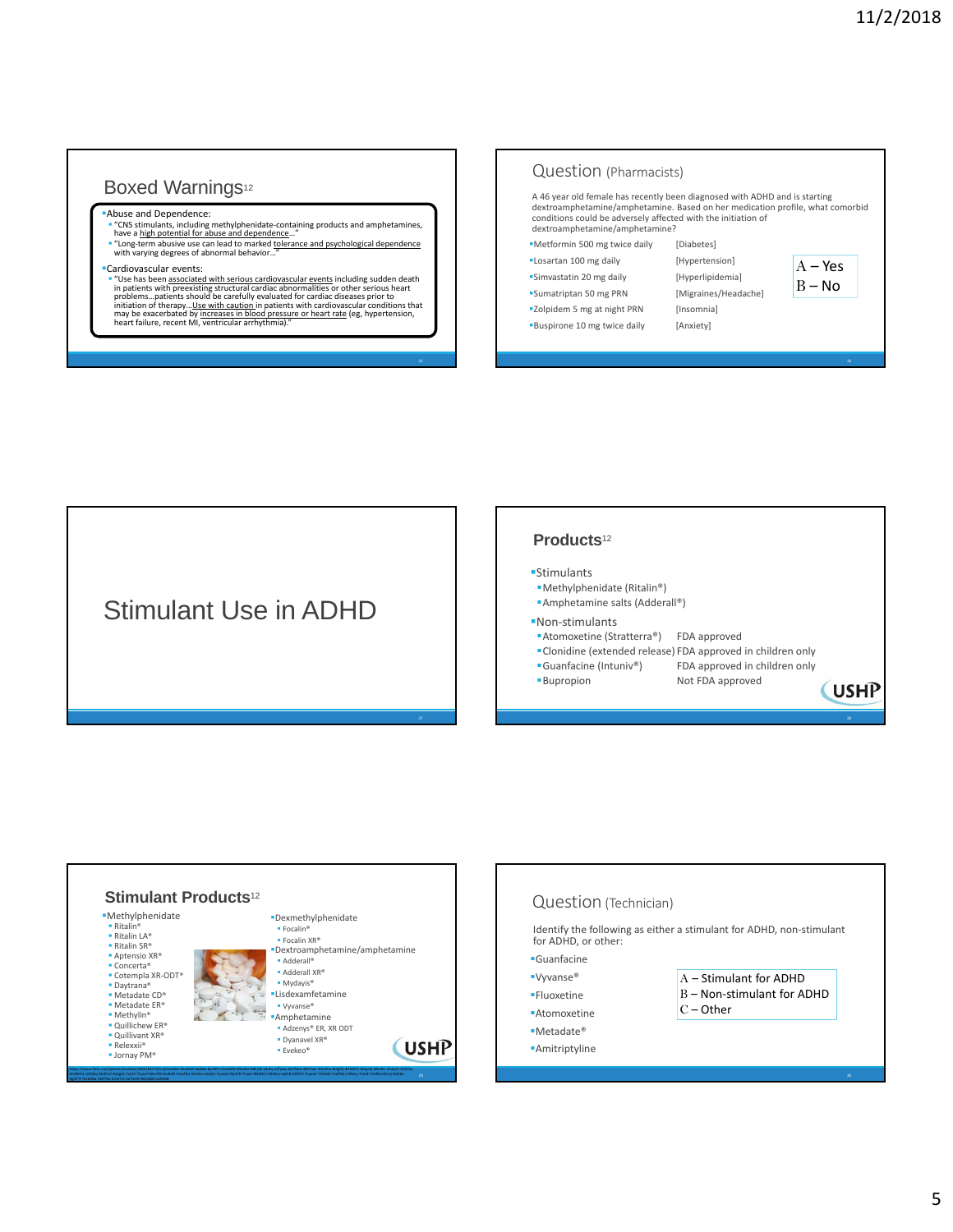## Boxed Warnings[12]

- Abuse and Dependence:
  - "CNS stimulants, including methylphenidate-containing products and amphetamines, have a high potential for abuse and dependence…"
  - "Long-term abusive use can lead to marked tolerance and psychological dependence with varying degrees of abnormal behavior…"
- Cardiovascular events:
  - "Use has been associated with serious cardiovascular events including sudden death in patients with preexisting structural cardiac abnormalities or other serious heart problems…patients should be carefully evaluated for cardiac diseases prior to initiation of therapy…Use with caution in patients with cardiovascular conditions that may be exacerbated by increases in blood pressure or heart rate (eg, hypertension, heart failure, recent MI, ventricular arrhythmia)."

## Question (Pharmacists)

A 46 year old female has recently been diagnosed with ADHD and is starting dextroamphetamine/amphetamine. Based on her medication profile, what comorbid conditions could be adversely affected with the initiation of dextroamphetamine/amphetamine?

- Metformin 500 mg twice daily [Diabetes]
- Losartan 100 mg daily [Hypertension]
- Simvastatin 20 mg daily [Hyperlipidemia]
- Sumatriptan 50 mg PRN [Migraines/Headache]
- Zolpidem 5 mg at night PRN [Insomnia]
- Buspirone 10 mg twice daily [Anxiety]

A – Yes
B – No

## Stimulant Use in ADHD

## Products[12]

- Stimulants
  - Methylphenidate (Ritalin®)
  - Amphetamine salts (Adderall®)
- Non-stimulants
  - Atomoxetine (Strattera®) FDA approved
  - Clonidine (extended release) FDA approved in children only
  - Guanfacine (Intuniv®) FDA approved in children only
  - Bupropion Not FDA approved

## Stimulant Products[12]

- Methylphenidate
  - Ritalin®
  - Ritalin LA®
  - Ritalin SR®
  - Aptensio XR®
  - Concerta®
  - Cotempla XR-ODT®
  - Daytrana®
  - Metadate CD®
  - Metadate ER®
  - Methylin®
  - Quillichew ER®
  - Quillivant XR®
  - Relexxii®
  - Jornay PM®
- Dexmethylphenidate
  - Focalin®
  - Focalin XR®
- Dextroamphetamine/amphetamine
  - Adderall®
  - Adderall XR®
  - Mydayis®
- Lisdexamfetamine
  - Vyvanse®
- Amphetamine
  - Adzenys® ER, XR ODT
  - Dyanavel XR®
  - Evekeo®

## Question (Technician)

Identify the following as either a stimulant for ADHD, non-stimulant for ADHD, or other:

- Guanfacine
- Vyvanse®
- Fluoxetine
- Atomoxetine
- Metadate®
- Amitriptyline

A – Stimulant for ADHD
B – Non-stimulant for ADHD
C – Other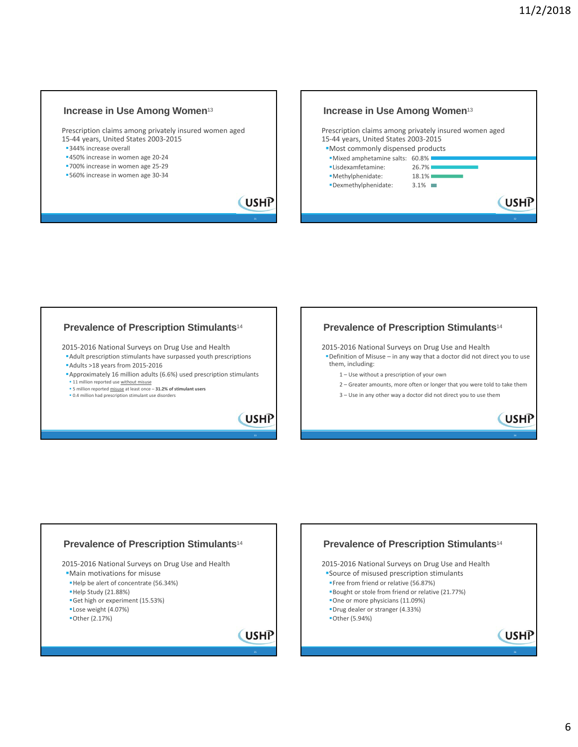## Increase in Use Among Women[13]

Prescription claims among privately insured women aged 15-44 years, United States 2003-2015

- 344% increase overall
- 450% increase in women age 20-24
- 700% increase in women age 25-29
- 560% increase in women age 30-34

## Increase in Use Among Women[13]

Prescription claims among privately insured women aged 15-44 years, United States 2003-2015

- Most commonly dispensed products
  - Mixed amphetamine salts: 60.8%
  - Lisdexamfetamine: 26.7%
  - Methylphenidate: 18.1%
  - Dexmethylphenidate: 3.1%

## Prevalence of Prescription Stimulants[14]

2015-2016 National Surveys on Drug Use and Health

- Adult prescription stimulants have surpassed youth prescriptions
- Adults >18 years from 2015-2016
- Approximately 16 million adults (6.6%) used prescription stimulants
  - 11 million reported use without misuse
  - 5 million reported misuse at least once – **31.2% of stimulant users**
  - 0.4 million had prescription stimulant use disorders

## Prevalence of Prescription Stimulants[14]

2015-2016 National Surveys on Drug Use and Health

- Definition of Misuse – in any way that a doctor did not direct you to use them, including:
  1 – Use without a prescription of your own
  2 – Greater amounts, more often or longer that you were told to take them
  3 – Use in any other way a doctor did not direct you to use them

## Prevalence of Prescription Stimulants[14]

2015-2016 National Surveys on Drug Use and Health

- Main motivations for misuse
  - Help be alert of concentrate (56.34%)
  - Help Study (21.88%)
  - Get high or experiment (15.53%)
  - Lose weight (4.07%)
  - Other (2.17%)

## Prevalence of Prescription Stimulants[14]

2015-2016 National Surveys on Drug Use and Health

- Source of misused prescription stimulants
  - Free from friend or relative (56.87%)
  - Bought or stole from friend or relative (21.77%)
  - One or more physicians (11.09%)
  - Drug dealer or stranger (4.33%)
  - Other (5.94%)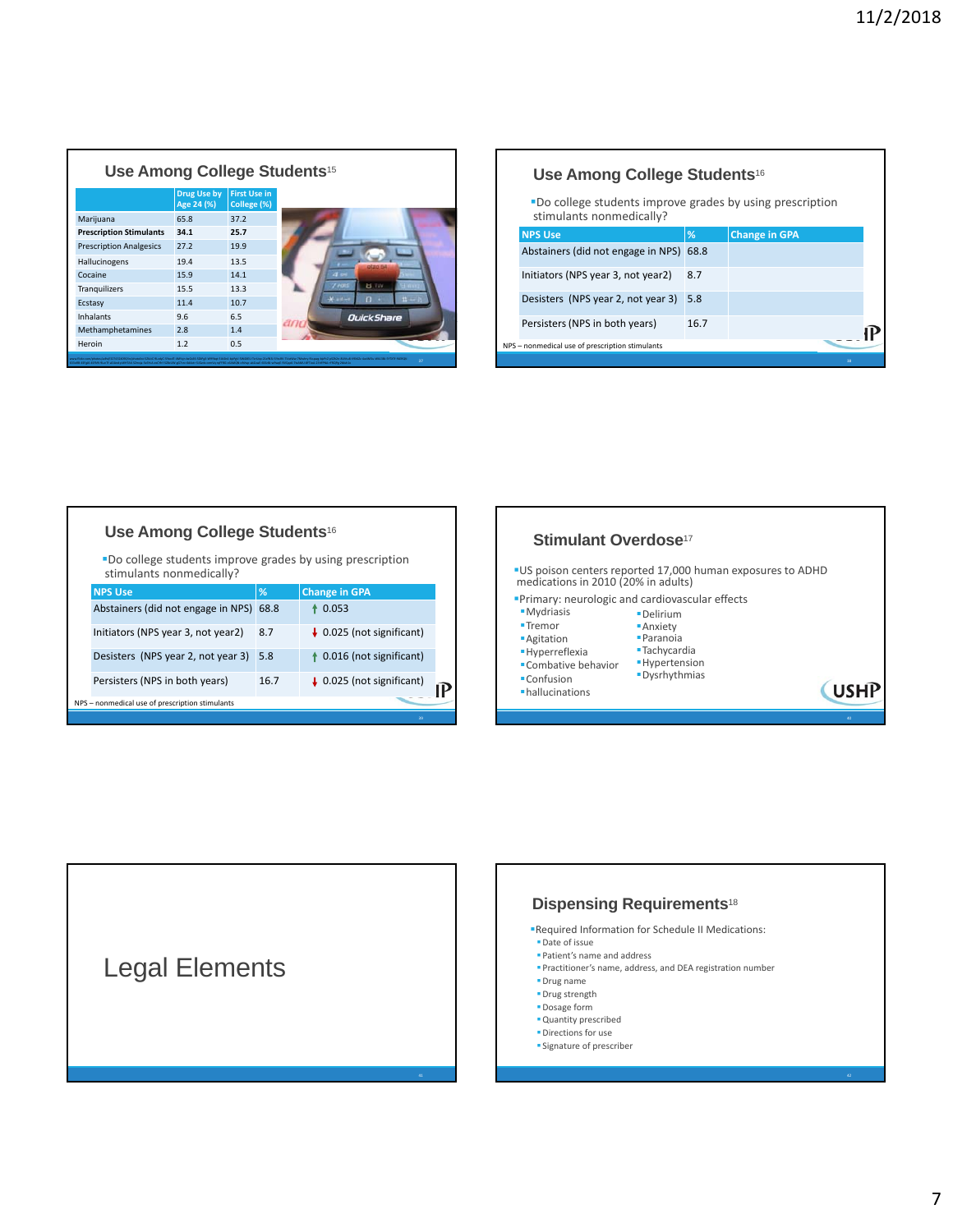## Use Among College Students[15]

| | Drug Use by Age 24 (%) | First Use in College (%) |
|---|---|---|
| Marijuana | 65.8 | 37.2 |
| **Prescription Stimulants** | **34.1** | **25.7** |
| Prescription Analgesics | 27.2 | 19.9 |
| Hallucinogens | 19.4 | 13.5 |
| Cocaine | 15.9 | 14.1 |
| Tranquilizers | 15.5 | 13.3 |
| Ecstasy | 11.4 | 10.7 |
| Inhalants | 9.6 | 6.5 |
| Methamphetamines | 2.8 | 1.4 |
| Heroin | 1.2 | 0.5 |

## Use Among College Students[16]

- Do college students improve grades by using prescription stimulants nonmedically?

| NPS Use | % | Change in GPA |
|---|---|---|
| Abstainers (did not engage in NPS) | 68.8 | |
| Initiators (NPS year 3, not year2) | 8.7 | |
| Desisters (NPS year 2, not year 3) | 5.8 | |
| Persisters (NPS in both years) | 16.7 | |

NPS – nonmedical use of prescription stimulants

## Use Among College Students[16]

- Do college students improve grades by using prescription stimulants nonmedically?

| NPS Use | % | Change in GPA |
|---|---|---|
| Abstainers (did not engage in NPS) | 68.8 | ↑ 0.053 |
| Initiators (NPS year 3, not year2) | 8.7 | ↓ 0.025 (not significant) |
| Desisters (NPS year 2, not year 3) | 5.8 | ↑ 0.016 (not significant) |
| Persisters (NPS in both years) | 16.7 | ↓ 0.025 (not significant) |

NPS – nonmedical use of prescription stimulants

## Stimulant Overdose[17]

- US poison centers reported 17,000 human exposures to ADHD medications in 2010 (20% in adults)
- Primary: neurologic and cardiovascular effects
  - Mydriasis
  - Tremor
  - Agitation
  - Hyperreflexia
  - Combative behavior
  - Confusion
  - hallucinations
  - Delirium
  - Anxiety
  - Paranoia
  - Tachycardia
  - Hypertension
  - Dysrhythmias

# Legal Elements

## Dispensing Requirements[18]

- Required Information for Schedule II Medications:
  - Date of issue
  - Patient's name and address
  - Practitioner's name, address, and DEA registration number
  - Drug name
  - Drug strength
  - Dosage form
  - Quantity prescribed
  - Directions for use
  - Signature of prescriber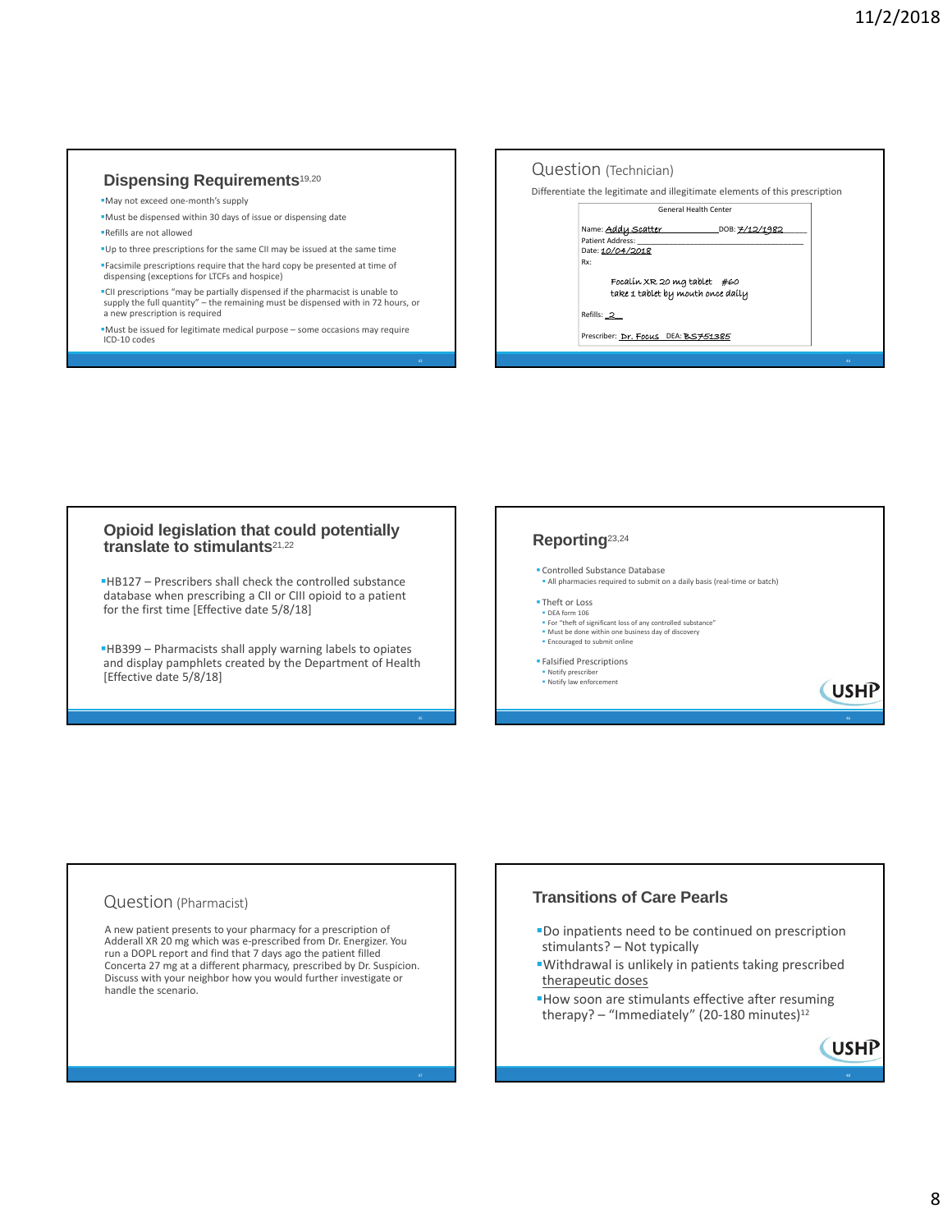## Dispensing Requirements[19,20]

- May not exceed one-month's supply
- Must be dispensed within 30 days of issue or dispensing date
- Refills are not allowed
- Up to three prescriptions for the same CII may be issued at the same time
- Facsimile prescriptions require that the hard copy be presented at time of dispensing (exceptions for LTCFs and hospice)
- CII prescriptions "may be partially dispensed if the pharmacist is unable to supply the full quantity" – the remaining must be dispensed with in 72 hours, or a new prescription is required
- Must be issued for legitimate medical purpose – some occasions may require ICD-10 codes

## Question (Technician)

Differentiate the legitimate and illegitimate elements of this prescription

General Health Center

Name: Addy Scatter DOB: 7/12/1982

Patient Address: ______

Date: 10/04/2018

Rx:

Focalin XR 20 mg tablet #60

take 1 tablet by mouth once daily

Refills: 2

Prescriber: Dr. Focus DEA: BS751385

## Opioid legislation that could potentially translate to stimulants[21,22]

- HB127 – Prescribers shall check the controlled substance database when prescribing a CII or CIII opioid to a patient for the first time [Effective date 5/8/18]
- HB399 – Pharmacists shall apply warning labels to opiates and display pamphlets created by the Department of Health [Effective date 5/8/18]

## Reporting[23,24]

- Controlled Substance Database
  - All pharmacies required to submit on a daily basis (real-time or batch)
- Theft or Loss
  - DEA form 106
  - For "theft of significant loss of any controlled substance"
  - Must be done within one business day of discovery
  - Encouraged to submit online
- Falsified Prescriptions
  - Notify prescriber
  - Notify law enforcement

## Question (Pharmacist)

A new patient presents to your pharmacy for a prescription of Adderall XR 20 mg which was e-prescribed from Dr. Energizer. You run a DOPL report and find that 7 days ago the patient filled Concerta 27 mg at a different pharmacy, prescribed by Dr. Suspicion. Discuss with your neighbor how you would further investigate or handle the scenario.

## Transitions of Care Pearls

- Do inpatients need to be continued on prescription stimulants? – Not typically
- Withdrawal is unlikely in patients taking prescribed therapeutic doses
- How soon are stimulants effective after resuming therapy? – "Immediately" (20-180 minutes)[12]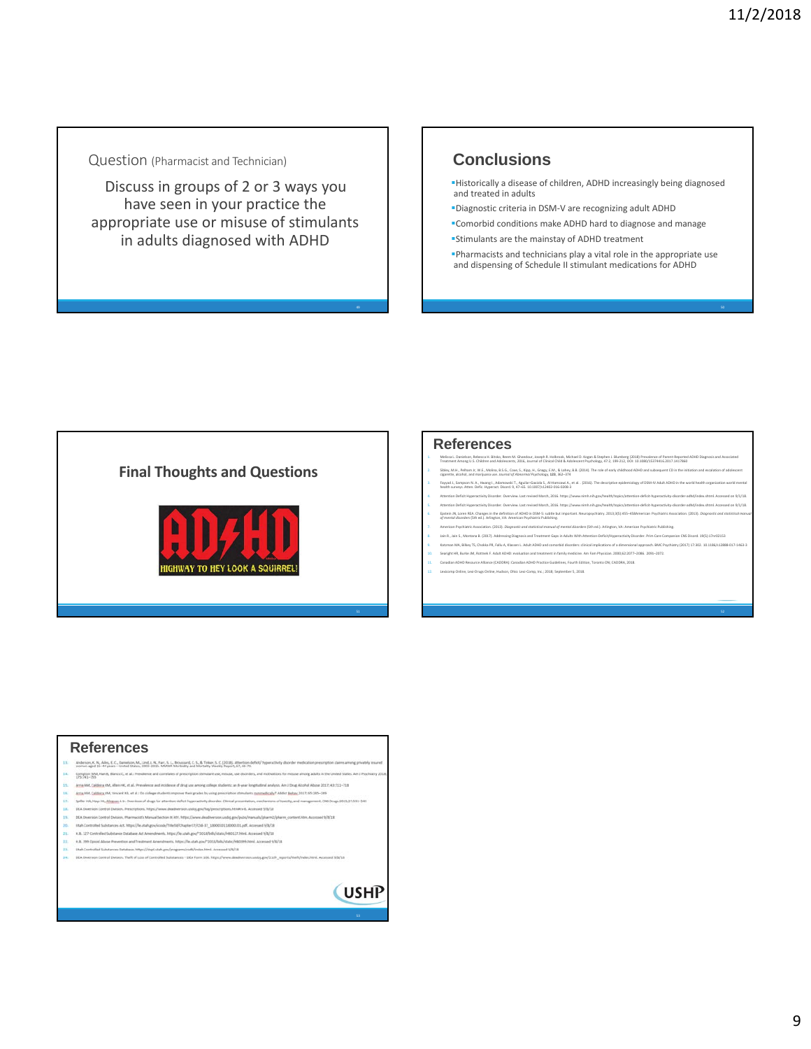Question (Pharmacist and Technician)

Discuss in groups of 2 or 3 ways you have seen in your practice the appropriate use or misuse of stimulants in adults diagnosed with ADHD

## Conclusions

- Historically a disease of children, ADHD increasingly being diagnosed and treated in adults
- Diagnostic criteria in DSM-V are recognizing adult ADHD
- Comorbid conditions make ADHD hard to diagnose and manage
- Stimulants are the mainstay of ADHD treatment
- Pharmacists and technicians play a vital role in the appropriate use and dispensing of Schedule II stimulant medications for ADHD

**Final Thoughts and Questions**

ADHD
HIGHWAY TO HEY LOOK A SQUIRREL!

## References

1. Melissa L. Danielson, Rebecca H. Bitsko, Reem M. Ghandour, Joseph R. Holbrook, Michael D. Kogan & Stephen J. Blumberg (2018) Prevalence of Parent-Reported ADHD Diagnosis and Associated Treatment Among U.S. Children and Adolescents, 2016, Journal of Clinical Child & Adolescent Psychology, 47:2, 199-212, DOI: 10.1080/15374416.2017.1417860
2. Sibley, M.H., Pelham Jr, W.E., Molina, B.S.G., Coxe, S., Kipp, H., Gnagy, E.M., & Lahey, B.B. (2014). The role of early childhood ADHD and subsequent CD in the initiation and escalation of adolescent cigarette, alcohol, and marijuana use. *Journal of Abnormal Psychology*, **123**, 362–374
3. Fayyad J., Sampson N. A., Hwang I., Adamowski T., Aguilar-Gaxiola S., Al-Hamzawi A., et al. (2016). The descriptive epidemiology of DSM-IV Adult ADHD in the world health organization world mental health surveys. Atten. Defic. Hyperact. Disord. 9, 47–65. 10.1007/s12402-016-0208-3
4. Attention Deficit Hyperactivity Disorder. Overview. Last revised March, 2016. https://www.nimh.nih.gov/health/topics/attention-deficit-hyperactivity-disorder-adhd/index.shtml. Accessed on 9/1/18.
5. Attention Deficit Hyperactivity Disorder. Overview. Last revised March, 2016. https://www.nimh.nih.gov/health/topics/attention-deficit-hyperactivity-disorder-adhd/index.shtml. Accessed on 9/1/18.
6. Epstein JN, Loren REA. Changes in the definition of ADHD in DSM-5: subtle but important. Neuropsychiatry. 2013;3(5):455–458American Psychiatric Association. (2013). *Diagnostic and statistical manual of mental disorders* (5th ed.). Arlington, VA: American Psychiatric Publishing.
7. American Psychiatric Association. (2013). *Diagnostic and statistical manual of mental disorders* (5th ed.). Arlington, VA: American Psychiatric Publishing.
8. Jain R., Jain S., Montano B. (2017). Addressing Diagnosis and Treatment Gaps in Adults With Attention-Deficit/Hyperactivity Disorder. Prim Care Companion CNS Disord. 19(5):17nr02153
9. Katzman MA, Bilkey TS, Chokka PR, Fallu A, Klassen L. Adult ADHD and comorbid disorders: clinical implications of a dimensional approach. BMC Psychiatry (2017) 17:302. 10.1186/s12888-017-1463-3
10. Searight HR, Burke JM, Rottnek F. Adult ADHD: evaluation and treatment in family medicine. Am Fam Physician. 2000;62:2077–2086. 2091–2072.
11. Canadian ADHD Resource Alliance (CADDRA): Canadian ADHD Practice Guidelines, Fourth Edition, Toronto ON; CADDRA, 2018.
12. Lexicomp Online, Lexi-Drugs Online, Hudson, Ohio: Lexi-Comp, Inc.; 2018; September 5, 2018.

## References

13. Anderson, K. N., Ailes, E. C., Danielson, M., Lind, J. N., Farr, S. L., Broussard, C. S., & Tinker, S. C. (2018). Attention-deficit/ hyperactivity disorder medication prescription claims among privately insured women aged 15–44 years—United States, 2003–2015. MMWR Morbidity and Mortality Weekly Report, 67, 66-70.
14. Compton WM, Han B, Blanco C, et al.: Prevalence and correlates of prescription stimulant use, misuse, use disorders, and motivations for misuse among adults in the United States. Am J Psychiatry 2018; 175:741–755
15. Arria AM, Caldeira KM, Allen HK, et al.: Prevalence and incidence of drug use among college students: an 8-year longitudinal analysis. Am J Drug Alcohol Abuse 2017;43:711–718
16. Arria AM, Caldeira KM, Vincent KB, et al.: Do college students improve their grades by using prescription stimulants nonmedically? Addict Behav 2017;65:245–249
17. Spiller HA, Hays HL, Aleguas A Jr.: Overdose of drugs for attention-deficit hyperactivity disorder: Clinical presentation, mechanisms of toxicity, and management. CNS Drugs 2013;27:531–543
18. DEA Diversion Control Division. Prescriptions. https://www.deadiversion.usdoj.gov/faq/prescriptions.htm#rx-6. Accessed 9/8/18
19. DEA Diversion Control Division. Pharmacist's Manual Section IX-XIV. https://www.deadiversion.usdoj.gov/pubs/manuals/pharm2/pharm_content.htm. Accessed 9/8/18
20. Utah Controlled Substances Act. https://le.utah.gov/xcode/Title58/Chapter37/C58-37_1800010118000101.pdf. Accessed 9/8/18
21. H.B. 127 Controlled Substance Database Act Amendments. https://le.utah.gov/~2018/bills/static/HB0127.html. Accessed 9/8/18
22. H.B. 399 Opioid Abuse Prevention and Treatment Amendments. https://le.utah.gov/~2018/bills/static/HB0399.html. Accessed 9/8/18
23. Utah Controlled Substances Database. https://dopl.utah.gov/programs/csdb/index.html. Accessed 9/8/18
24. DEA Diversion Control Division. Theft of Loss of Controlled Substances – DEA Form 106. https://www.deadiversion.usdoj.gov/21cfr_reports/theft/index.html. Accessed 9/8/18

USHP